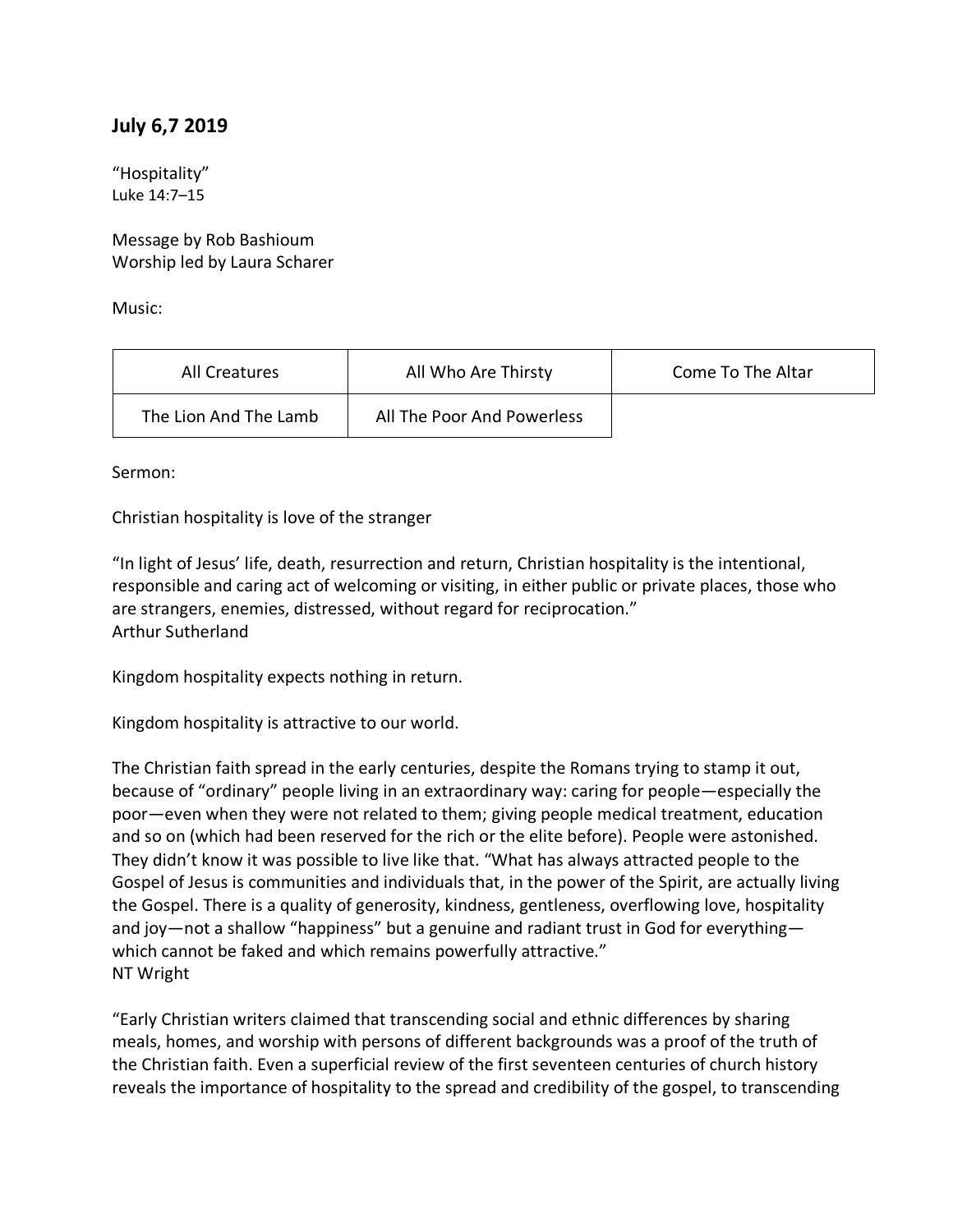## July 6,7 2019

"Hospitality"
Luke 14:7–15

Message by Rob Bashioum
Worship led by Laura Scharer

Music:

| All Creatures | All Who Are Thirsty | Come To The Altar |
|---|---|---|
| The Lion And The Lamb | All The Poor And Powerless | |

Sermon:

Christian hospitality is love of the stranger

"In light of Jesus' life, death, resurrection and return, Christian hospitality is the intentional, responsible and caring act of welcoming or visiting, in either public or private places, those who are strangers, enemies, distressed, without regard for reciprocation."
Arthur Sutherland

Kingdom hospitality expects nothing in return.

Kingdom hospitality is attractive to our world.

The Christian faith spread in the early centuries, despite the Romans trying to stamp it out, because of "ordinary" people living in an extraordinary way: caring for people—especially the poor—even when they were not related to them; giving people medical treatment, education and so on (which had been reserved for the rich or the elite before). People were astonished. They didn't know it was possible to live like that. "What has always attracted people to the Gospel of Jesus is communities and individuals that, in the power of the Spirit, are actually living the Gospel. There is a quality of generosity, kindness, gentleness, overflowing love, hospitality and joy—not a shallow "happiness" but a genuine and radiant trust in God for everything—which cannot be faked and which remains powerfully attractive."
NT Wright

"Early Christian writers claimed that transcending social and ethnic differences by sharing meals, homes, and worship with persons of different backgrounds was a proof of the truth of the Christian faith. Even a superficial review of the first seventeen centuries of church history reveals the importance of hospitality to the spread and credibility of the gospel, to transcending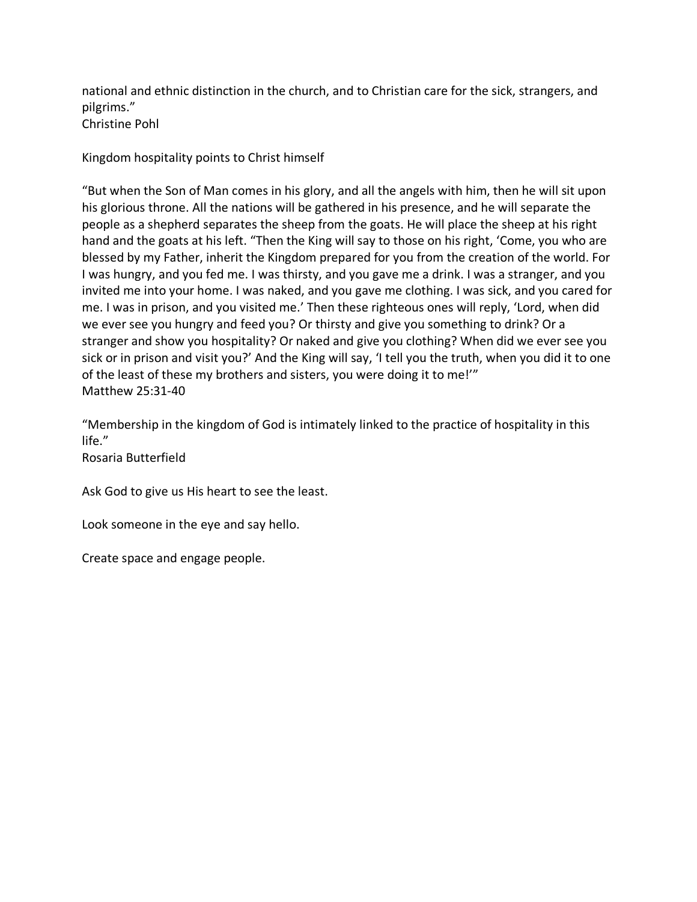national and ethnic distinction in the church, and to Christian care for the sick, strangers, and pilgrims."
Christine Pohl

Kingdom hospitality points to Christ himself

"But when the Son of Man comes in his glory, and all the angels with him, then he will sit upon his glorious throne. All the nations will be gathered in his presence, and he will separate the people as a shepherd separates the sheep from the goats. He will place the sheep at his right hand and the goats at his left. "Then the King will say to those on his right, 'Come, you who are blessed by my Father, inherit the Kingdom prepared for you from the creation of the world. For I was hungry, and you fed me. I was thirsty, and you gave me a drink. I was a stranger, and you invited me into your home. I was naked, and you gave me clothing. I was sick, and you cared for me. I was in prison, and you visited me.' Then these righteous ones will reply, 'Lord, when did we ever see you hungry and feed you? Or thirsty and give you something to drink? Or a stranger and show you hospitality? Or naked and give you clothing? When did we ever see you sick or in prison and visit you?' And the King will say, 'I tell you the truth, when you did it to one of the least of these my brothers and sisters, you were doing it to me!'"
Matthew 25:31-40

"Membership in the kingdom of God is intimately linked to the practice of hospitality in this life."
Rosaria Butterfield

Ask God to give us His heart to see the least.

Look someone in the eye and say hello.

Create space and engage people.